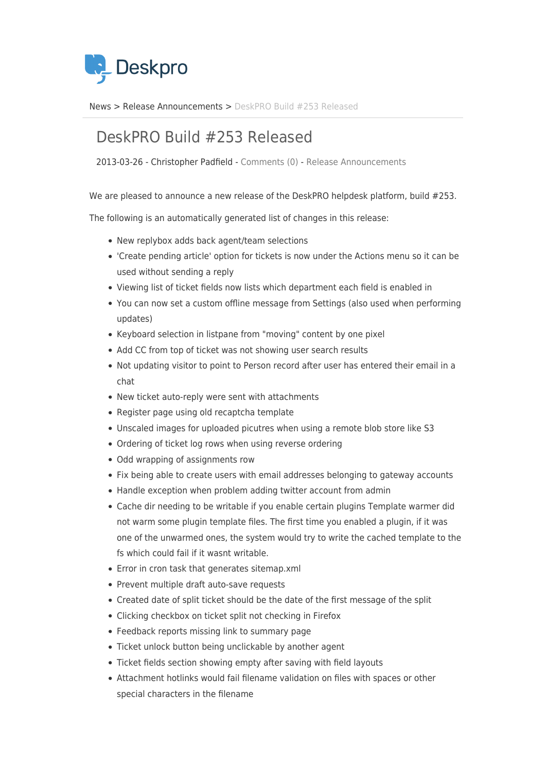Deskpro

News > Release Announcements > DeskPRO Build #253 Released

# DeskPRO Build #253 Released

2013-03-26 - Christopher Padfield - Comments (0) - Release Announcements

We are pleased to announce a new release of the DeskPRO helpdesk platform, build #253.

The following is an automatically generated list of changes in this release:

- New replybox adds back agent/team selections
- 'Create pending article' option for tickets is now under the Actions menu so it can be used without sending a reply
- Viewing list of ticket fields now lists which department each field is enabled in
- You can now set a custom offline message from Settings (also used when performing updates)
- Keyboard selection in listpane from "moving" content by one pixel
- Add CC from top of ticket was not showing user search results
- Not updating visitor to point to Person record after user has entered their email in a chat
- New ticket auto-reply were sent with attachments
- Register page using old recaptcha template
- Unscaled images for uploaded picutres when using a remote blob store like S3
- Ordering of ticket log rows when using reverse ordering
- Odd wrapping of assignments row
- Fix being able to create users with email addresses belonging to gateway accounts
- Handle exception when problem adding twitter account from admin
- Cache dir needing to be writable if you enable certain plugins Template warmer did not warm some plugin template files. The first time you enabled a plugin, if it was one of the unwarmed ones, the system would try to write the cached template to the fs which could fail if it wasnt writable.
- Error in cron task that generates sitemap.xml
- Prevent multiple draft auto-save requests
- Created date of split ticket should be the date of the first message of the split
- Clicking checkbox on ticket split not checking in Firefox
- Feedback reports missing link to summary page
- Ticket unlock button being unclickable by another agent
- Ticket fields section showing empty after saving with field layouts
- Attachment hotlinks would fail filename validation on files with spaces or other special characters in the filename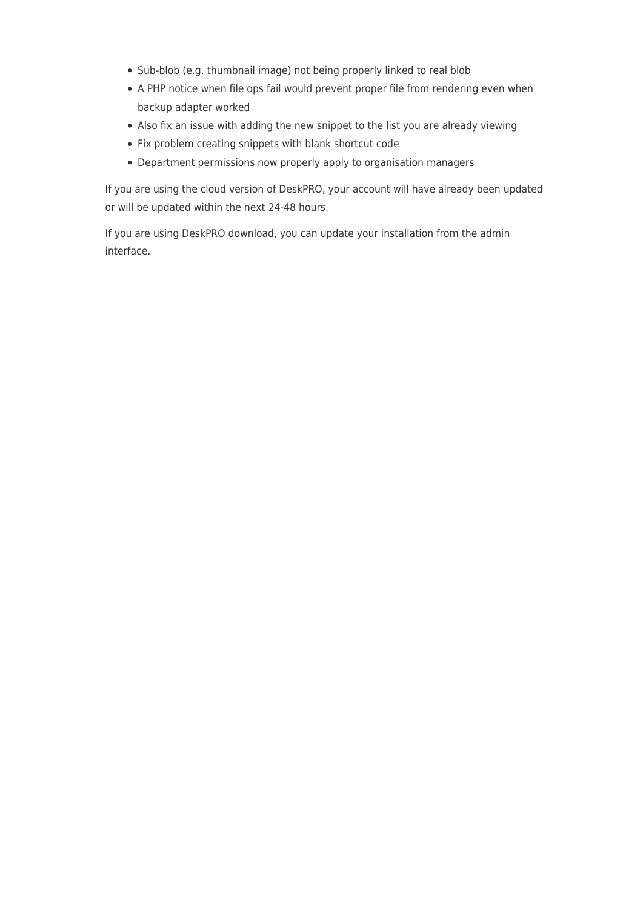- Sub-blob (e.g. thumbnail image) not being properly linked to real blob
- A PHP notice when file ops fail would prevent proper file from rendering even when backup adapter worked
- Also fix an issue with adding the new snippet to the list you are already viewing
- Fix problem creating snippets with blank shortcut code
- Department permissions now properly apply to organisation managers

If you are using the cloud version of DeskPRO, your account will have already been updated or will be updated within the next 24-48 hours.

If you are using DeskPRO download, you can update your installation from the admin interface.